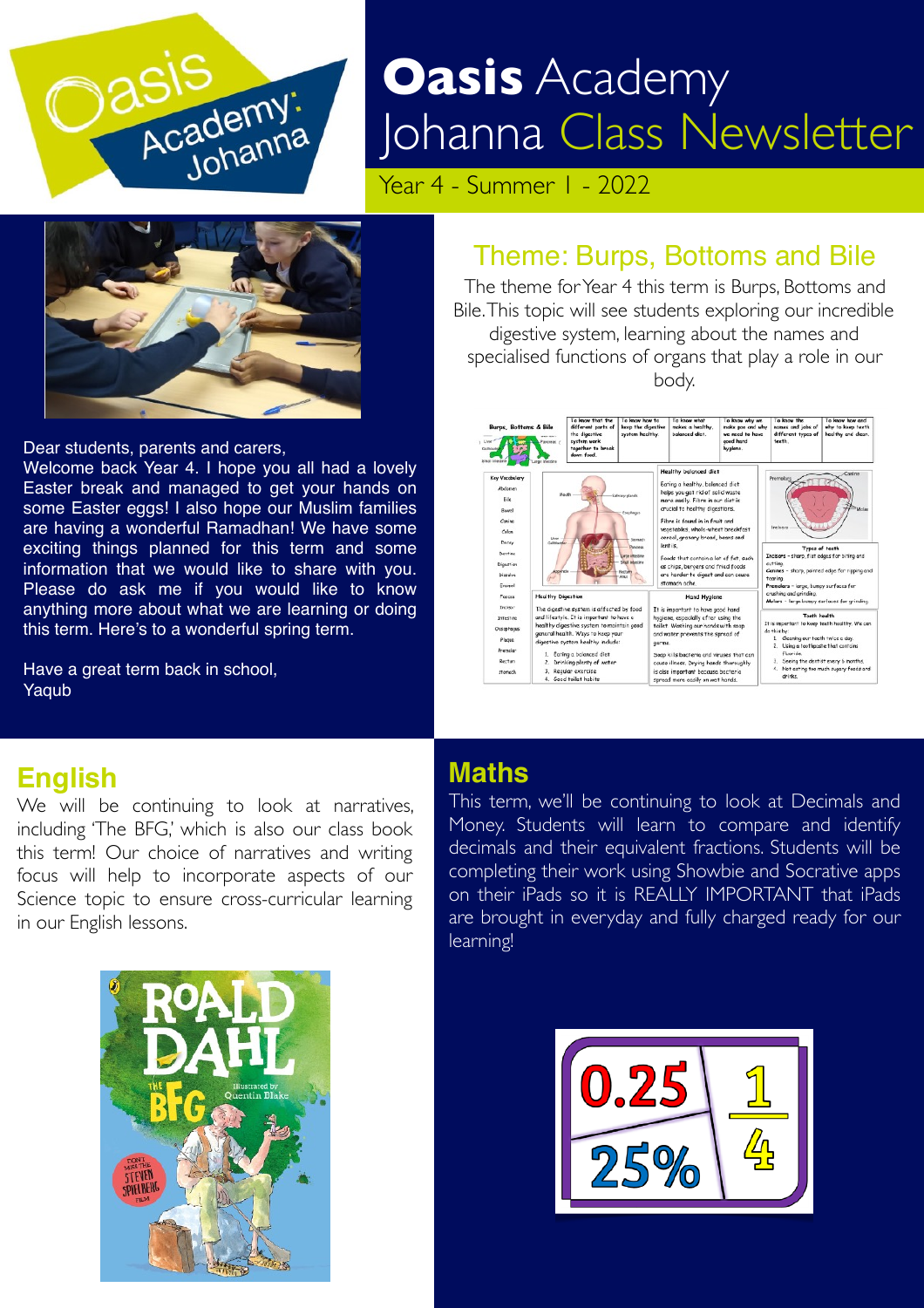# Oasis Academy Johanna Class Newsletter

Year 4 - Summer 1 - 2022

Dear students, parents and carers,

Welcome back Year 4. I hope you all had a lovely Easter break and managed to get your hands on some Easter eggs! I also hope our Muslim families are having a wonderful Ramadhan! We have some exciting things planned for this term and some information that we would like to share with you. Please do ask me if you would like to know anything more about what we are learning or doing this term. Here's to a wonderful spring term.

Have a great term back in school,
Yaqub

## Theme: Burps, Bottoms and Bile

The theme for Year 4 this term is Burps, Bottoms and Bile. This topic will see students exploring our incredible digestive system, learning about the names and specialised functions of organs that play a role in our body.

## English

We will be continuing to look at narratives, including 'The BFG,' which is also our class book this term! Our choice of narratives and writing focus will help to incorporate aspects of our Science topic to ensure cross-curricular learning in our English lessons.

## Maths

This term, we'll be continuing to look at Decimals and Money. Students will learn to compare and identify decimals and their equivalent fractions. Students will be completing their work using Showbie and Socrative apps on their iPads so it is REALLY IMPORTANT that iPads are brought in everyday and fully charged ready for our learning!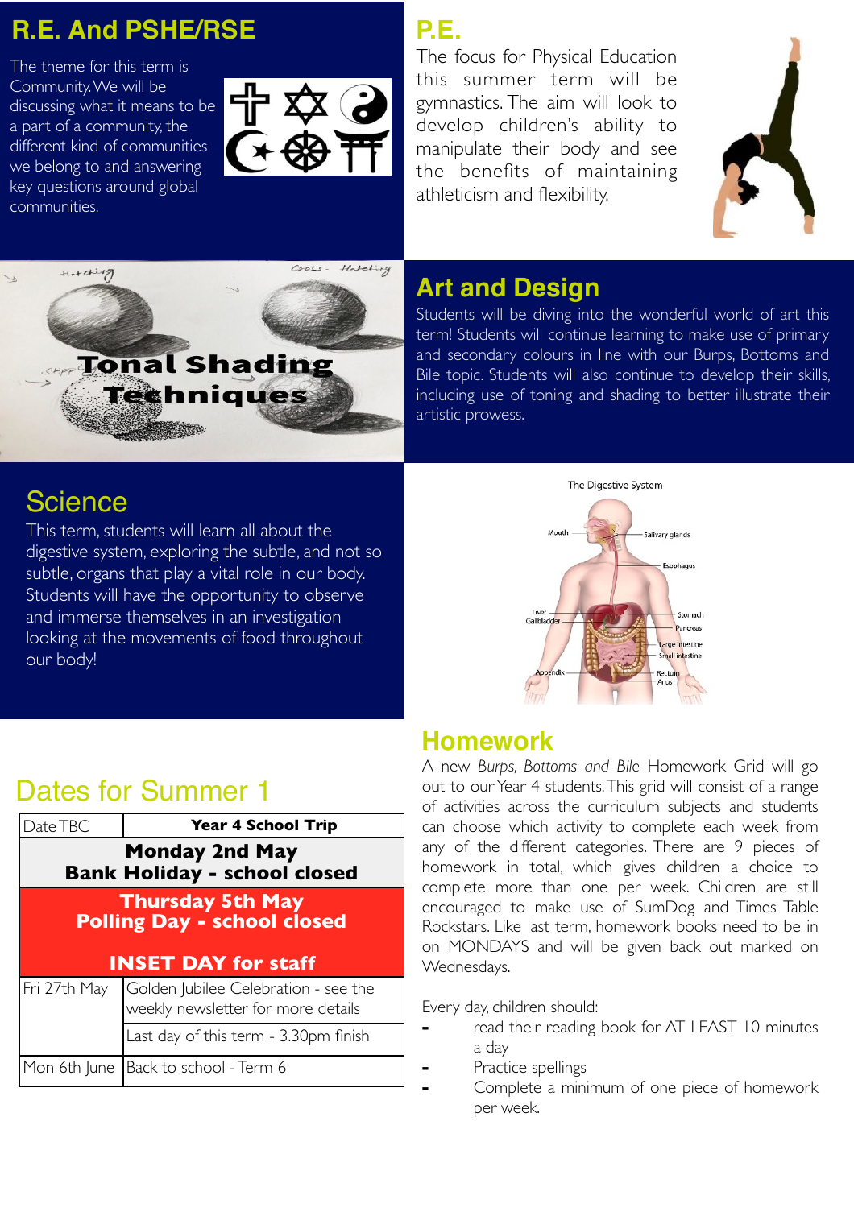## R.E. And PSHE/RSE

The theme for this term is Community. We will be discussing what it means to be a part of a community, the different kind of communities we belong to and answering key questions around global communities.

## P.E.

The focus for Physical Education this summer term will be gymnastics. The aim will look to develop children's ability to manipulate their body and see the benefits of maintaining athleticism and flexibility.

Tonal Shading Techniques

## Art and Design

Students will be diving into the wonderful world of art this term! Students will continue learning to make use of primary and secondary colours in line with our Burps, Bottoms and Bile topic. Students will also continue to develop their skills, including use of toning and shading to better illustrate their artistic prowess.

## Science

This term, students will learn all about the digestive system, exploring the subtle, and not so subtle, organs that play a vital role in our body. Students will have the opportunity to observe and immerse themselves in an investigation looking at the movements of food throughout our body!

The Digestive System

Mouth
Salivary glands
Esophagus
Liver
Gallbladder
Stomach
Pancreas
Large intestine
Small intestine
Appendix
Rectum
Anus

## Dates for Summer 1

| | |
|---|---|
| Date TBC | **Year 4 School Trip** |
| **Monday 2nd May<br>Bank Holiday - school closed** | |
| **Thursday 5th May<br>Polling Day - school closed<br><br>INSET DAY for staff** | |
| Fri 27th May | Golden Jubilee Celebration - see the weekly newsletter for more details |
| | Last day of this term - 3.30pm finish |
| Mon 6th June | Back to school - Term 6 |

## Homework

A new *Burps, Bottoms and Bile* Homework Grid will go out to our Year 4 students. This grid will consist of a range of activities across the curriculum subjects and students can choose which activity to complete each week from any of the different categories. There are 9 pieces of homework in total, which gives children a choice to complete more than one per week. Children are still encouraged to make use of SumDog and Times Table Rockstars. Like last term, homework books need to be in on MONDAYS and will be given back out marked on Wednesdays.

Every day, children should:

- read their reading book for AT LEAST 10 minutes a day
- Practice spellings
- Complete a minimum of one piece of homework per week.